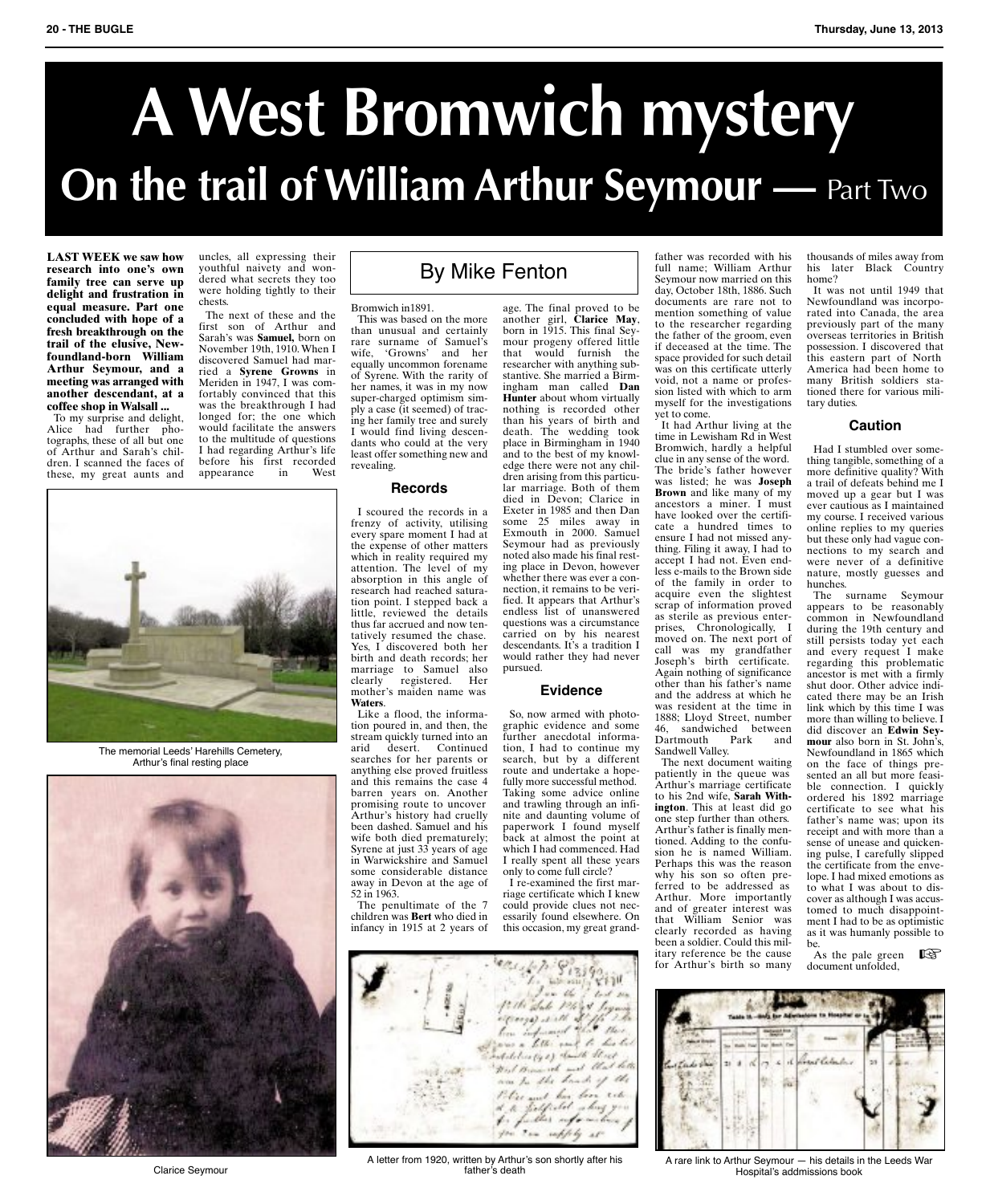# A West Bromwich mystery

## On the trail of William Arthur Seymour — Part Two

**LAST WEEK we saw how research into one's own family tree can serve up delight and frustration in equal measure. Part one concluded with hope of a fresh breakthrough on the trail of the elusive, Newfoundland-born William Arthur Seymour, and a meeting was arranged with another descendant, at a coffee shop in Walsall ...**

To my surprise and delight, Alice had further photographs, these of all but one of Arthur and Sarah's children. I scanned the faces of these, my great aunts and uncles, all expressing their youthful naivety and wondered what secrets they too were holding tightly to their chests.

The next of these and the first son of Arthur and Sarah's was **Samuel,** born on November 19th, 1910. When I discovered Samuel had married a **Syrene Growns** in Meriden in 1947, I was comfortably convinced that this was the breakthrough I had longed for; the one which would facilitate the answers to the multitude of questions I had regarding Arthur's life before his first recorded appearance in West Bromwich in1891.

By Mike Fenton

This was based on the more than unusual and certainly rare surname of Samuel's wife, 'Growns' and her equally uncommon forename of Syrene. With the rarity of her names, it was in my now super-charged optimism simply a case (it seemed) of tracing her family tree and surely I would find living descendants who could at the very least offer something new and revealing.

### Records

I scoured the records in a frenzy of activity, utilising every spare moment I had at the expense of other matters which in reality required my attention. The level of my absorption in this angle of research had reached saturation point. I stepped back a little, reviewed the details thus far accrued and now tentatively resumed the chase. Yes, I discovered both her birth and death records; her marriage to Samuel also clearly registered. Her mother's maiden name was **Waters**.

Like a flood, the information poured in, and then, the stream quickly turned into an arid desert. Continued searches for her parents or anything else proved fruitless and this remains the case 4 barren years on. Another promising route to uncover Arthur's history had cruelly been dashed. Samuel and his wife both died prematurely; Syrene at just 33 years of age in Warwickshire and Samuel some considerable distance away in Devon at the age of 52 in 1963.

The penultimate of the 7 children was **Bert** who died in infancy in 1915 at 2 years of age. The final proved to be another girl, **Clarice May**, born in 1915. This final Seymour progeny offered little that would furnish the researcher with anything substantive. She married a Birmingham man called **Dan Hunter** about whom virtually nothing is recorded other than his years of birth and death. The wedding took place in Birmingham in 1940 and to the best of my knowledge there were not any children arising from this particular marriage. Both of them died in Devon; Clarice in Exeter in 1985 and then Dan some 25 miles away in Exmouth in 2000. Samuel Seymour had as previously noted also made his final resting place in Devon, however whether there was ever a connection, it remains to be verified. It appears that Arthur's endless list of unanswered questions was a circumstance carried on by his nearest descendants. It's a tradition I would rather they had never pursued.

### Evidence

So, now armed with photographic evidence and some further anecdotal information, I had to continue my search, but by a different route and undertake a hopefully more successful method. Taking some advice online and trawling through an infinite and daunting volume of paperwork I found myself back at almost the point at which I had commenced. Had I really spent all these years only to come full circle?

I re-examined the first marriage certificate which I knew could provide clues not necessarily found elsewhere. On this occasion, my great grandfather was recorded with his full name; William Arthur Seymour now married on this day, October 18th, 1886. Such documents are rare not to mention something of value to the researcher regarding the father of the groom, even if deceased at the time. The space provided for such detail was on this certificate utterly void, not a name or profession listed with which to arm myself for the investigations yet to come.

It had Arthur living at the time in Lewisham Rd in West Bromwich, hardly a helpful clue in any sense of the word. The bride's father however was listed; he was **Joseph Brown** and like many of my ancestors a miner. I must have looked over the certificate a hundred times to ensure I had not missed anything. Filing it away, I had to accept I had not. Even endless e-mails to the Brown side of the family in order to acquire even the slightest scrap of information proved as sterile as previous enterprises, Chronologically, I moved on. The next port of call was my grandfather Joseph's birth certificate. Again nothing of significance other than his father's name and the address at which he was resident at the time in 1888; Lloyd Street, number 46, sandwiched between Dartmouth Park and Sandwell Valley.

The next document waiting patiently in the queue was Arthur's marriage certificate to his 2nd wife, **Sarah Withington**. This at least did go one step further than others. Arthur's father is finally mentioned. Adding to the confusion he is named William. Perhaps this was the reason why his son so often preferred to be addressed as Arthur. More importantly and of greater interest was that William Senior was clearly recorded as having been a soldier. Could this military reference be the cause for Arthur's birth so many thousands of miles away from his later Black Country home?

It was not until 1949 that Newfoundland was incorporated into Canada, the area previously part of the many overseas territories in British possession. I discovered that this eastern part of North America had been home to many British soldiers stationed there for various military duties.

### Caution

Had I stumbled over something tangible, something of a more definitive quality? With a trail of defeats behind me I moved up a gear but I was ever cautious as I maintained my course. I received various online replies to my queries but these only had vague connections to my search and were never of a definitive nature, mostly guesses and hunches.

The surname Seymour appears to be reasonably common in Newfoundland during the 19th century and still persists today yet each and every request I make regarding this problematic ancestor is met with a firmly shut door. Other advice indicated there may be an Irish link which by this time I was more than willing to believe. I did discover an **Edwin Seymour** also born in St. John's, Newfoundland in 1865 which on the face of things presented an all but more feasible connection. I quickly ordered his 1892 marriage certificate to see what his father's name was; upon its receipt and with more than a sense of unease and quickening pulse, I carefully slipped the certificate from the envelope. I had mixed emotions as to what I was about to discover as although I was accustomed to much disappointment I had to be as optimistic as it was humanly possible to be.

As the pale green document unfolded, ☞

The memorial Leeds' Harehills Cemetery, Arthur's final resting place

Clarice Seymour

A letter from 1920, written by Arthur's son shortly after his father's death

A rare link to Arthur Seymour — his details in the Leeds War Hospital's addmissions book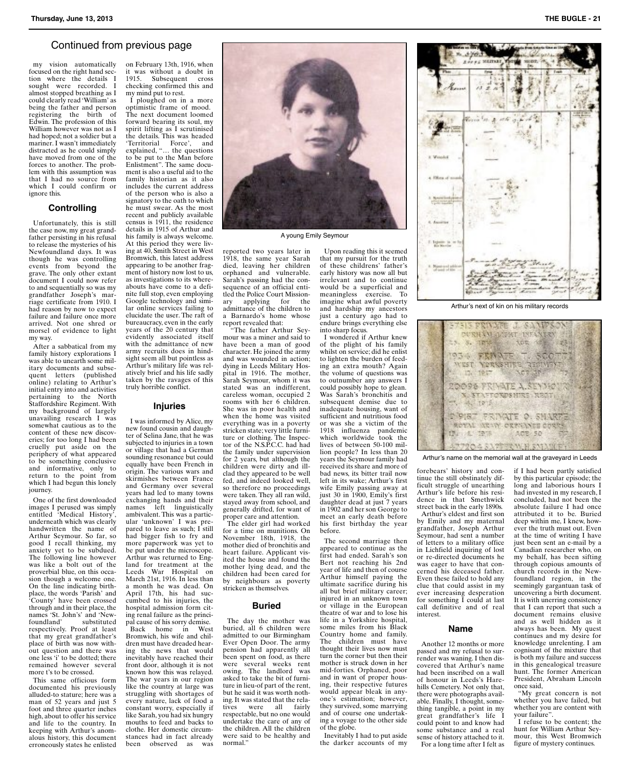Continued from previous page

my vision automatically focused on the right hand section where the details I sought were recorded. I almost stopped breathing as I could clearly read 'William' as being the father and person registering the birth of Edwin. The profession of this William however was not as I had hoped; not a soldier but a mariner. I wasn't immediately distracted as he could simply have moved from one of the forces to another. The problem with this assumption was that I had no source from which I could confirm or ignore this.

### Controlling

Unfortunately, this is still the case now, my great grandfather persisting in his refusal to release the mysteries of his Newfoundland days. It was though he was controlling events from beyond the grave. The only other extant document I could now refer to and sequentially so was my grandfather Joseph's marriage certificate from 1910. I had reason by now to expect failure and failure once more arrived. Not one shred or morsel of evidence to light my way.

After a sabbatical from my family history explorations I was able to unearth some military documents and subsequent letters (published online) relating to Arthur's initial entry into and activities pertaining to the North Staffordshire Regiment. With my background of largely unavailing research I was somewhat cautious as to the content of these new discoveries; for too long I had been cruelly put aside on the periphery of what appeared to be something conclusive and informative, only to return to the point from which I had begun this lonely journey.

One of the first downloaded images I perused was simply entitled 'Medical History', underneath which was clearly handwritten the name of Arthur Seymour. So far, so good I recall thinking, my anxiety yet to be subdued. The following line however was like a bolt out of the proverbial blue, on this occasion though a welcome one. On the line indicating birthplace, the words 'Parish' and 'County' have been crossed through and in their place, the names 'St. John's' and 'Newfoundland' substituted respectively. Proof at least that my great grandfather's place of birth was now without question and there was one less 'i' to be dotted; there remained however several more t's to be crossed.

This same officious form documented his previously alluded-to stature; here was a man of 52 years and just 5 foot and three quarter inches high, about to offer his service and life to the country. In keeping with Arthur's anomalous history, this document erroneously states he enlisted on February 13th, 1916, when it was without a doubt in 1915. Subsequent cross checking confirmed this and my mind put to rest.

I ploughed on in a more optimistic frame of mood. The next document loomed forward bearing its soul, my spirit lifting as I scrutinised the details. This was headed 'Territorial Force', and explained, "… the questions to be put to the Man before Enlistment". The same document is also a useful aid to the family historian as it also includes the current address of the person who is also a signatory to the oath to which he must swear. As the most recent and publicly available census is 1911, the residence details in 1915 of Arthur and his family is always welcome. At this period they were living at 40, Smith Street in West Bromwich, this latest address appearing to be another fragment of history now lost to us, as investigations to its whereabouts have come to a definite full stop, even employing Google technology and similar online services failing to elucidate the user. The raft of bureaucracy, even in the early years of the 20 century that evidently associated itself with the admittance of new army recruits does in hindsight seem all but pointless as Arthur's military life was relatively brief and his life sadly taken by the ravages of this truly horrible conflict.

### Injuries

I was informed by Alice, my new found cousin and daughter of Selina Jane, that he was subjected to injuries in a town or village that had a German sounding resonance but could equally have been French in origin. The various wars and skirmishes between France and Germany over several years had led to many towns exchanging hands and their names left linguistically ambivalent. This was a particular 'unknown' I was prepared to leave as such; I still had bigger fish to fry and more paperwork was yet to be put under the microscope. Arthur was returned to England for treatment at the Leeds War Hospital on March 21st, 1916. In less than a month he was dead. On April 17th, his had succumbed to his injuries, the hospital admission form citing renal failure as the principal cause of his sorry demise.

Back home in West Bromwich, his wife and children must have dreaded hearing the news that would inevitably have reached their front door, although it is not known how this was relayed. The war years in our region like the country at large was struggling with shortages of every nature, lack of food a constant worry, especially if like Sarah, you had six hungry mouths to feed and backs to clothe. Her domestic circumstances had in fact already been observed as was

A young Emily Seymour

reported two years later in 1918, the same year Sarah died, leaving her children orphaned and vulnerable. Sarah's passing had the consequence of an official entitled the Police Court Missionary applying for the admittance of the children to a Barnardo's home whose report revealed that:

"The father Arthur Seymour was a miner and said to have been a man of good character. He joined the army and was wounded in action; dying in Leeds Military Hospital in 1916. The mother, Sarah Seymour, whom it was stated was an indifferent, careless woman, occupied 2 rooms with her 6 children. She was in poor health and when the home was visited everything was in a poverty stricken state; very little furniture or clothing. The Inspector of the N.S.P.C.C. had had the family under supervision for 2 years, but although the children were dirty and ill-clad they appeared to be well fed, and indeed looked well, so therefore no proceedings were taken. They all ran wild, stayed away from school, and generally drifted, for want of proper care and attention.

The elder girl had worked for a time on munitions. On November 18th, 1918, the mother died of bronchitis and heart failure. Applicant visited the house and found the mother lying dead, and the children had been cared for by neighbours as poverty stricken as themselves.

### Buried

The day the mother was buried, all 6 children were admitted to our Birmingham Ever Open Door. The army pension had apparently all been spent on food, as there were several weeks rent owing. The landlord was asked to take the bit of furniture in lieu-of part of the rent, but he said it was worth nothing. It was stated that the relatives were all fairly respectable, but no one would undertake the care of any of the children. All the children were said to be healthy and normal."

Upon reading this it seemed that my pursuit for the truth of these childrens' father's early history was now all but irrelevant and to continue would be a superficial and meaningless exercise. To imagine what awful poverty and hardship my ancestors just a century ago had to endure brings everything else into sharp focus.

I wondered if Arthur knew of the plight of his family whilst on service; did he enlist to lighten the burden of feeding an extra mouth? Again the volume of questions was to outnumber any answers I could possibly hope to glean. Was Sarah's bronchitis and subsequent demise due to inadequate housing, want of sufficient and nutritious food or was she a victim of the 1918 influenza pandemic which worldwide took the lives of between 50-100 million people? In less than 20 years the Seymour family had received its share and more of bad news, its bitter trail now left in its wake; Arthur's first wife Emily passing away at just 30 in 1900, Emily's first daughter dead at just 7 years in 1902 and her son George to meet an early death before his first birthday the year before.

The second marriage then appeared to continue as the first had ended. Sarah's son Bert not reaching his 2nd year of life and then of course Arthur himself paying the ultimate sacrifice during his all but brief military career; injured in an unknown town or village in the European theatre of war and to lose his life in a Yorkshire hospital, some miles from his Black Country home and family. The children must have thought their lives now must turn the corner but then their mother is struck down in her mid-forties. Orphaned, poor and in want of proper housing, their respective futures would appear bleak in anyone's estimation; however, they survived, some marrying and of course one undertaking a voyage to the other side of the globe.

Inevitably I had to put aside the darker accounts of my forebears' history and continue the still obstinately difficult struggle of unearthing Arthur's life before his residence in that Smethwick street back in the early 1890s.

Arthur's eldest and first son by Emily and my maternal grandfather, Joseph Arthur Seymour, had sent a number of letters to a military office in Lichfield inquiring of lost or re-directed documents he was eager to have that concerned his deceased father. Even these failed to hold any clue that could assist in my ever increasing desperation for something I could at last call definitive and of real interest.

### Name

Another 12 months or more passed and my refusal to surrender was waning. I then discovered that Arthur's name had been inscribed on a wall of honour in Leeds's Harehills Cemetery. Not only that, there were photographs available. Finally, I thought, something tangible, a point in my great grandfather's life I could point to and know had some substance and a real sense of history attached to it. For a long time after I felt as if I had been partly satisfied by this particular episode; the long and laborious hours I had invested in my research, I concluded, had not been the absolute failure I had once attributed it to be. Buried deep within me, I knew, however the truth must out. Even at the time of writing I have just been sent an e-mail by a Canadian researcher who, on my behalf, has been sifting through copious amounts of church records in the Newfoundland region, in the seemingly gargantuan task of uncovering a birth document. It is with unerring consistency that I can report that such a document remains elusive and as well hidden as it always has been. My quest continues and my desire for knowledge unrelenting. I am cognisant of the mixture that is both my failure and success in this genealogical treasure hunt. The former American President, Abraham Lincoln once said,

"My great concern is not whether you have failed, but whether you are content with your failure".

I refuse to be content; the hunt for William Arthur Seymour, this West Bromwich figure of mystery continues.

Arthur's next of kin on his military records

Arthur's name on the memorial wall at the graveyard in Leeds